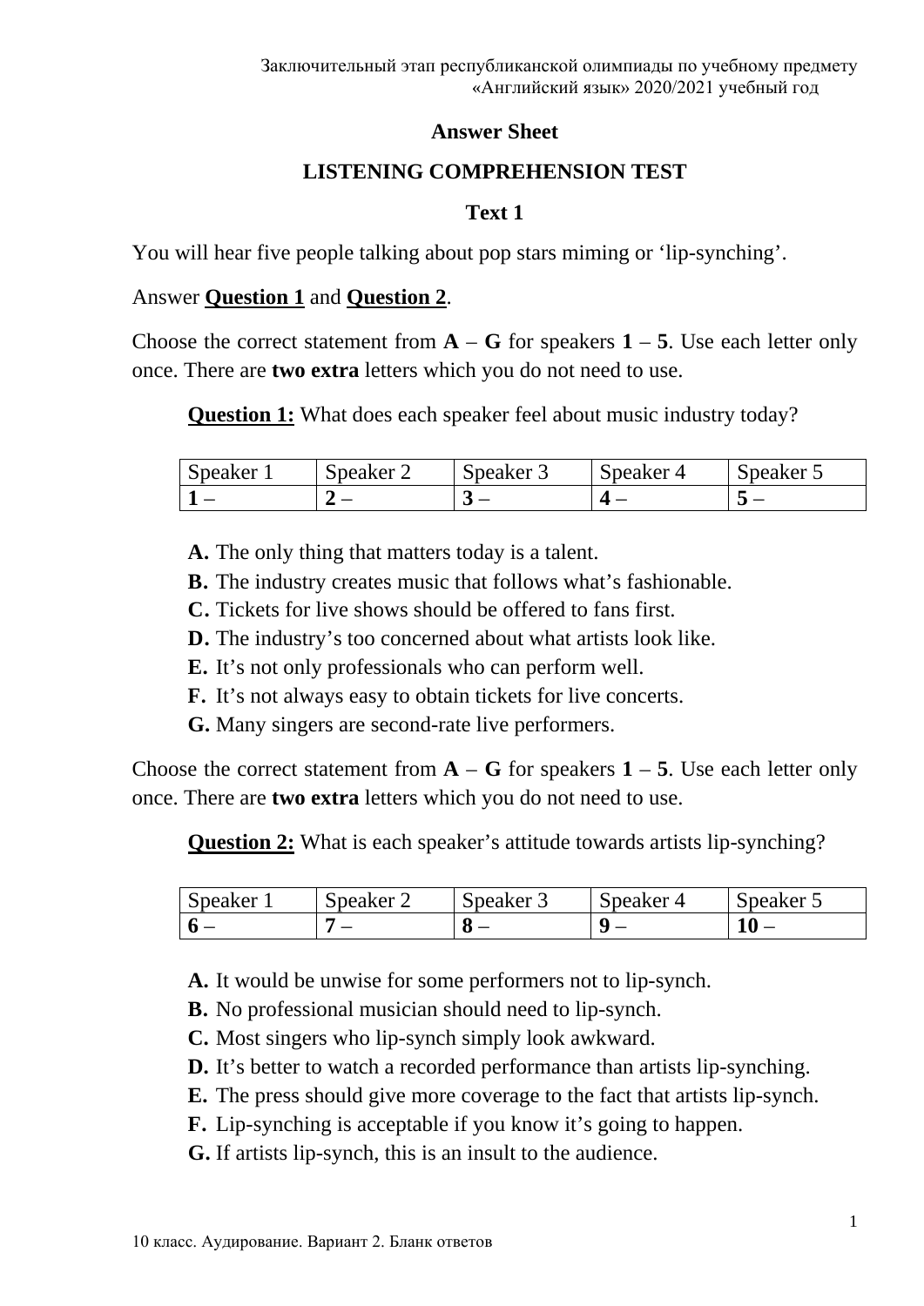### Answer Sheet

### LISTENING COMPREHENSION TEST

### Text 1

You will hear five people talking about pop stars miming or 'lip-synching'.

Answer **Question 1** and **Question 2**.

Choose the correct statement from **A** – **G** for speakers **1** – **5**. Use each letter only once. There are **two extra** letters which you do not need to use.

**Question 1:** What does each speaker feel about music industry today?

| Speaker 1 | Speaker 2 | Speaker 3 | Speaker 4 | Speaker 5 |
|---|---|---|---|---|
| **1** – | **2** – | **3** – | **4** – | **5** – |

**A.** The only thing that matters today is a talent.
**B.** The industry creates music that follows what's fashionable.
**C.** Tickets for live shows should be offered to fans first.
**D.** The industry's too concerned about what artists look like.
**E.** It's not only professionals who can perform well.
**F.** It's not always easy to obtain tickets for live concerts.
**G.** Many singers are second-rate live performers.

Choose the correct statement from **A** – **G** for speakers **1** – **5**. Use each letter only once. There are **two extra** letters which you do not need to use.

**Question 2:** What is each speaker's attitude towards artists lip-synching?

| Speaker 1 | Speaker 2 | Speaker 3 | Speaker 4 | Speaker 5 |
|---|---|---|---|---|
| **6** – | **7** – | **8** – | **9** – | **10** – |

**A.** It would be unwise for some performers not to lip-synch.
**B.** No professional musician should need to lip-synch.
**C.** Most singers who lip-synch simply look awkward.
**D.** It's better to watch a recorded performance than artists lip-synching.
**E.** The press should give more coverage to the fact that artists lip-synch.
**F.** Lip-synching is acceptable if you know it's going to happen.
**G.** If artists lip-synch, this is an insult to the audience.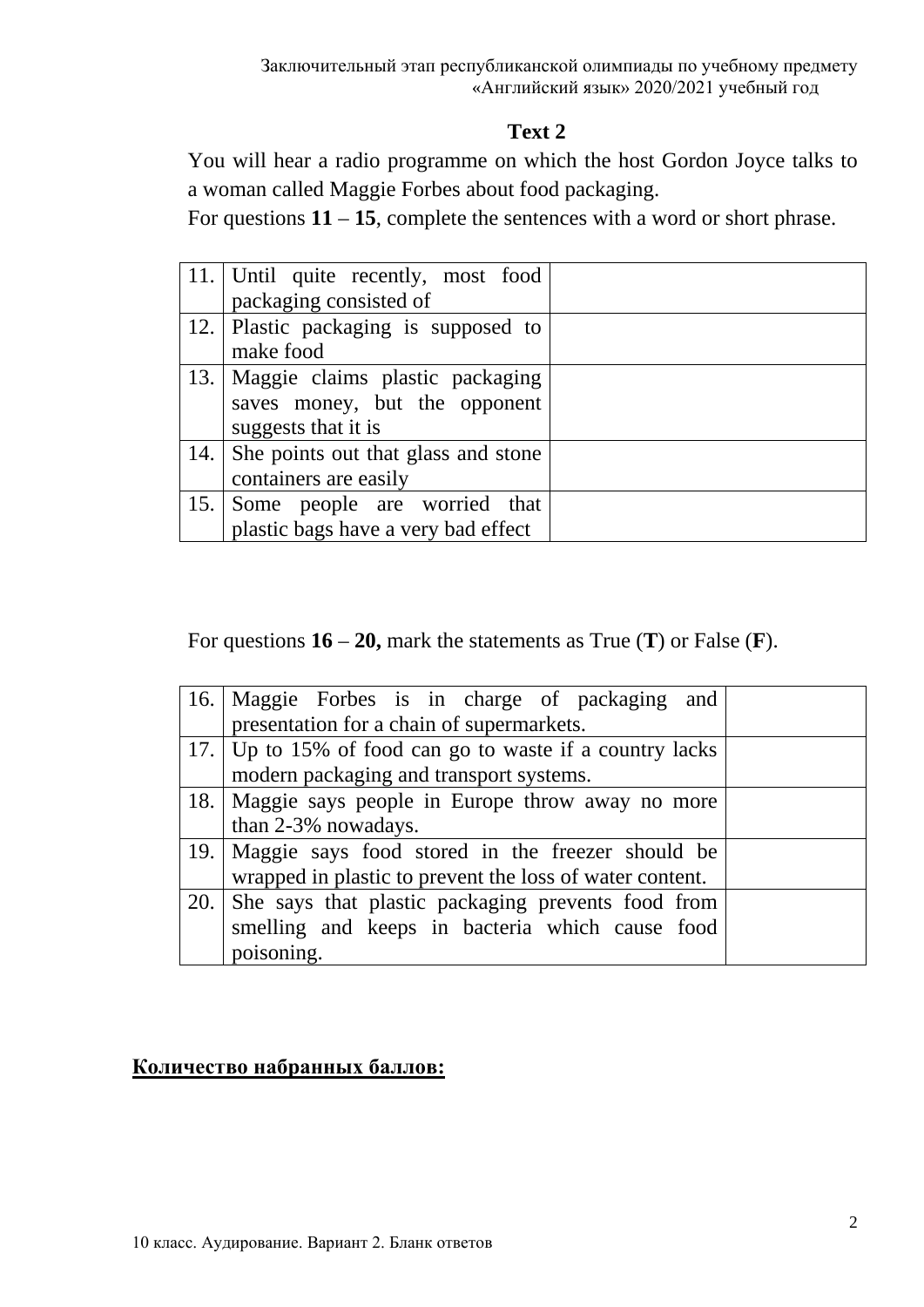**Text 2**

You will hear a radio programme on which the host Gordon Joyce talks to a woman called Maggie Forbes about food packaging.

For questions **11 – 15**, complete the sentences with a word or short phrase.

| | | |
|---|---|---|
| 11. | Until quite recently, most food packaging consisted of | |
| 12. | Plastic packaging is supposed to make food | |
| 13. | Maggie claims plastic packaging saves money, but the opponent suggests that it is | |
| 14. | She points out that glass and stone containers are easily | |
| 15. | Some people are worried that plastic bags have a very bad effect | |

For questions **16 – 20,** mark the statements as True (**T**) or False (**F**).

| | | |
|---|---|---|
| 16. | Maggie Forbes is in charge of packaging and presentation for a chain of supermarkets. | |
| 17. | Up to 15% of food can go to waste if a country lacks modern packaging and transport systems. | |
| 18. | Maggie says people in Europe throw away no more than 2-3% nowadays. | |
| 19. | Maggie says food stored in the freezer should be wrapped in plastic to prevent the loss of water content. | |
| 20. | She says that plastic packaging prevents food from smelling and keeps in bacteria which cause food poisoning. | |

**Количество набранных баллов:**